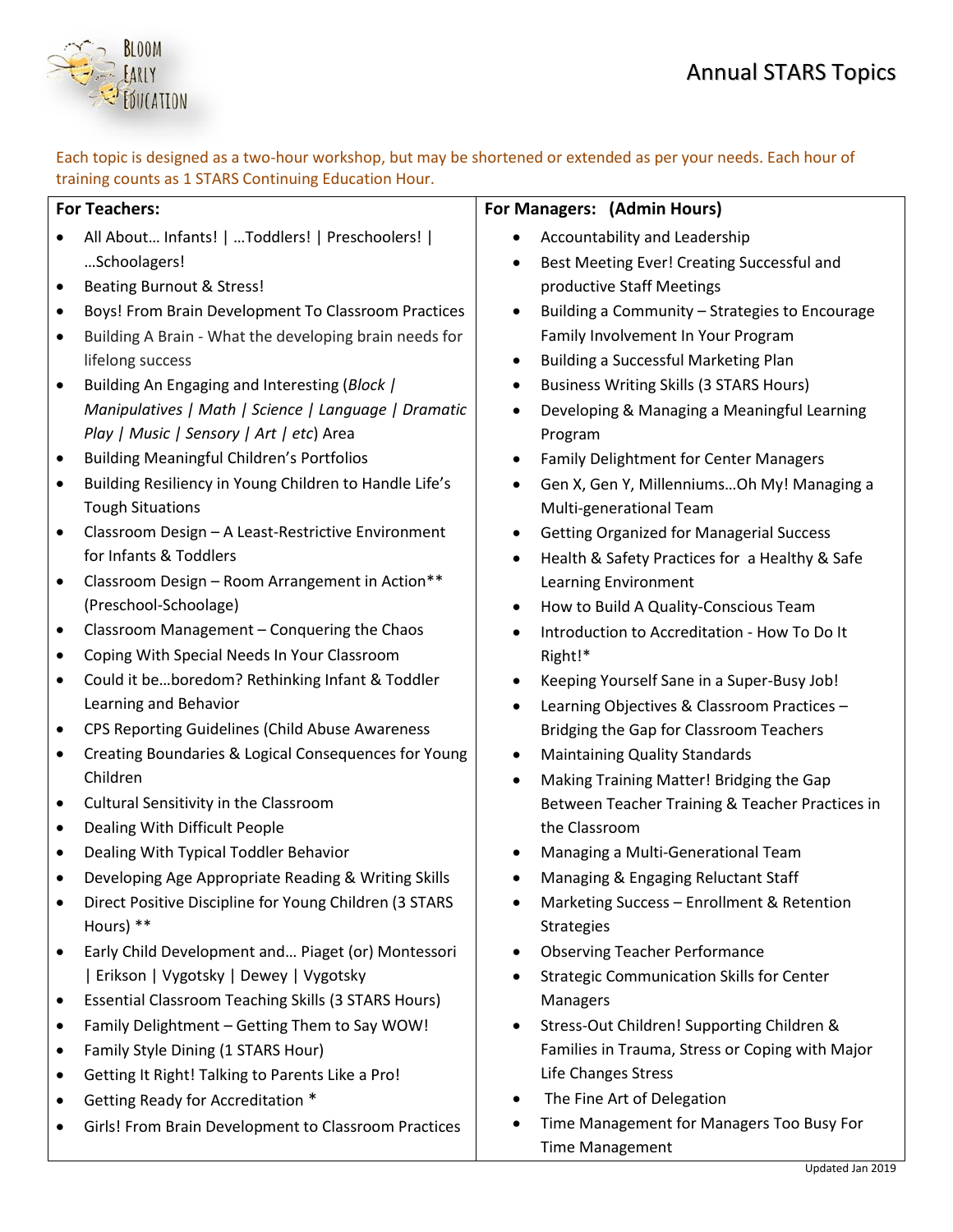# Annual STARS Topics

Each topic is designed as a two-hour workshop, but may be shortened or extended as per your needs. Each hour of training counts as 1 STARS Continuing Education Hour.

## For Teachers:

- All About… Infants! | …Toddlers! | Preschoolers! | …Schoolagers!
- Beating Burnout & Stress!
- Boys! From Brain Development To Classroom Practices
- Building A Brain - What the developing brain needs for lifelong success
- Building An Engaging and Interesting (*Block | Manipulatives | Math | Science | Language | Dramatic Play | Music | Sensory | Art | etc*) Area
- Building Meaningful Children's Portfolios
- Building Resiliency in Young Children to Handle Life's Tough Situations
- Classroom Design – A Least-Restrictive Environment for Infants & Toddlers
- Classroom Design – Room Arrangement in Action** (Preschool-Schoolage)
- Classroom Management – Conquering the Chaos
- Coping With Special Needs In Your Classroom
- Could it be…boredom? Rethinking Infant & Toddler Learning and Behavior
- CPS Reporting Guidelines (Child Abuse Awareness
- Creating Boundaries & Logical Consequences for Young Children
- Cultural Sensitivity in the Classroom
- Dealing With Difficult People
- Dealing With Typical Toddler Behavior
- Developing Age Appropriate Reading & Writing Skills
- Direct Positive Discipline for Young Children (3 STARS Hours) **
- Early Child Development and… Piaget (or) Montessori | Erikson | Vygotsky | Dewey | Vygotsky
- Essential Classroom Teaching Skills (3 STARS Hours)
- Family Delightment – Getting Them to Say WOW!
- Family Style Dining (1 STARS Hour)
- Getting It Right! Talking to Parents Like a Pro!
- Getting Ready for Accreditation *
- Girls! From Brain Development to Classroom Practices

## For Managers: (Admin Hours)

- Accountability and Leadership
- Best Meeting Ever! Creating Successful and productive Staff Meetings
- Building a Community – Strategies to Encourage Family Involvement In Your Program
- Building a Successful Marketing Plan
- Business Writing Skills (3 STARS Hours)
- Developing & Managing a Meaningful Learning Program
- Family Delightment for Center Managers
- Gen X, Gen Y, Millenniums…Oh My! Managing a Multi-generational Team
- Getting Organized for Managerial Success
- Health & Safety Practices for a Healthy & Safe Learning Environment
- How to Build A Quality-Conscious Team
- Introduction to Accreditation - How To Do It Right!*
- Keeping Yourself Sane in a Super-Busy Job!
- Learning Objectives & Classroom Practices – Bridging the Gap for Classroom Teachers
- Maintaining Quality Standards
- Making Training Matter! Bridging the Gap Between Teacher Training & Teacher Practices in the Classroom
- Managing a Multi-Generational Team
- Managing & Engaging Reluctant Staff
- Marketing Success – Enrollment & Retention Strategies
- Observing Teacher Performance
- Strategic Communication Skills for Center Managers
- Stress-Out Children! Supporting Children & Families in Trauma, Stress or Coping with Major Life Changes Stress
- The Fine Art of Delegation
- Time Management for Managers Too Busy For Time Management

Updated Jan 2019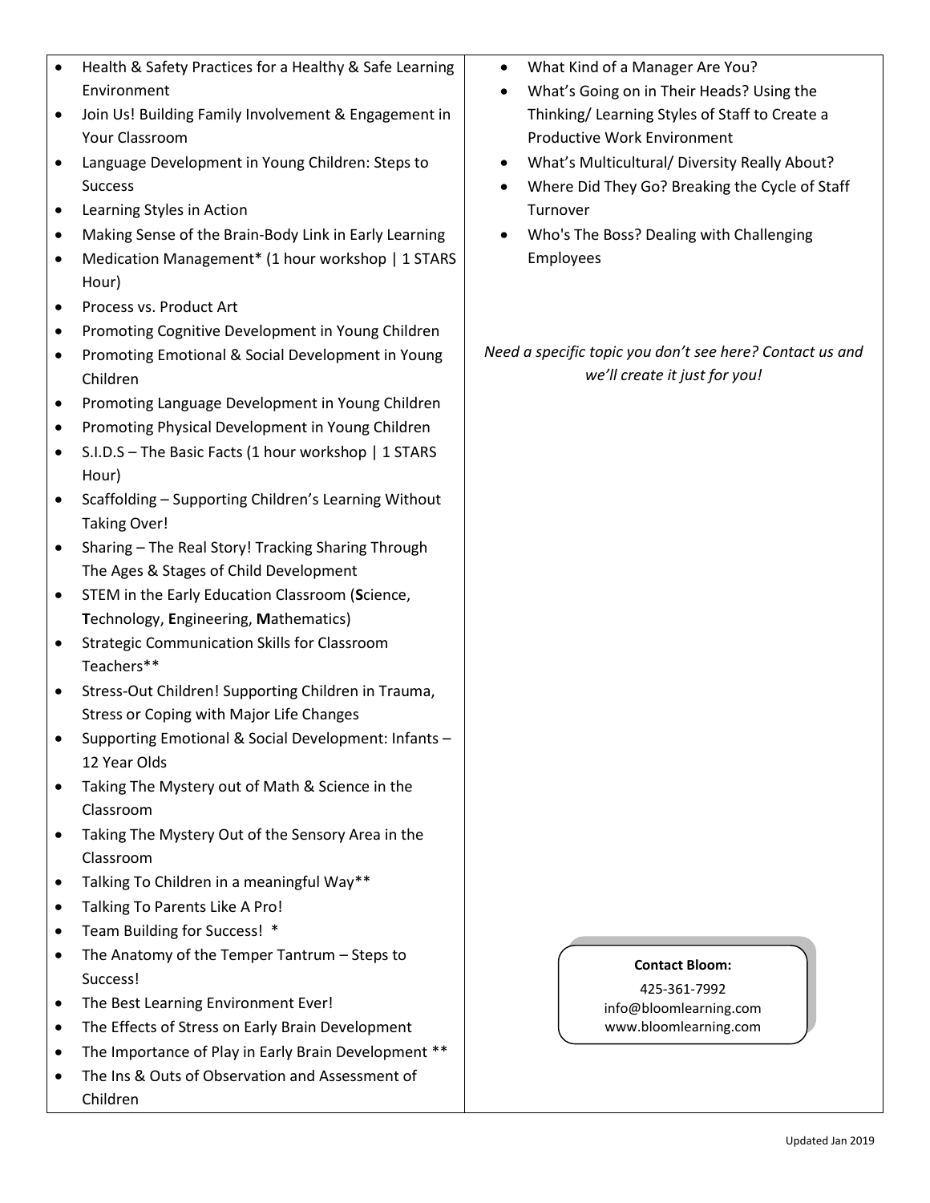- Health & Safety Practices for a Healthy & Safe Learning Environment
- Join Us! Building Family Involvement & Engagement in Your Classroom
- Language Development in Young Children: Steps to Success
- Learning Styles in Action
- Making Sense of the Brain-Body Link in Early Learning
- Medication Management* (1 hour workshop | 1 STARS Hour)
- Process vs. Product Art
- Promoting Cognitive Development in Young Children
- Promoting Emotional & Social Development in Young Children
- Promoting Language Development in Young Children
- Promoting Physical Development in Young Children
- S.I.D.S – The Basic Facts (1 hour workshop | 1 STARS Hour)
- Scaffolding – Supporting Children's Learning Without Taking Over!
- Sharing – The Real Story! Tracking Sharing Through The Ages & Stages of Child Development
- STEM in the Early Education Classroom (**S**cience, **T**echnology, **E**ngineering, **M**athematics)
- Strategic Communication Skills for Classroom Teachers**
- Stress-Out Children! Supporting Children in Trauma, Stress or Coping with Major Life Changes
- Supporting Emotional & Social Development: Infants – 12 Year Olds
- Taking The Mystery out of Math & Science in the Classroom
- Taking The Mystery Out of the Sensory Area in the Classroom
- Talking To Children in a meaningful Way**
- Talking To Parents Like A Pro!
- Team Building for Success! *
- The Anatomy of the Temper Tantrum – Steps to Success!
- The Best Learning Environment Ever!
- The Effects of Stress on Early Brain Development
- The Importance of Play in Early Brain Development **
- The Ins & Outs of Observation and Assessment of Children
- What Kind of a Manager Are You?
- What's Going on in Their Heads? Using the Thinking/ Learning Styles of Staff to Create a Productive Work Environment
- What's Multicultural/ Diversity Really About?
- Where Did They Go? Breaking the Cycle of Staff Turnover
- Who's The Boss? Dealing with Challenging Employees

*Need a specific topic you don't see here? Contact us and we'll create it just for you!*

**Contact Bloom:**
425-361-7992
info@bloomlearning.com
www.bloomlearning.com

Updated Jan 2019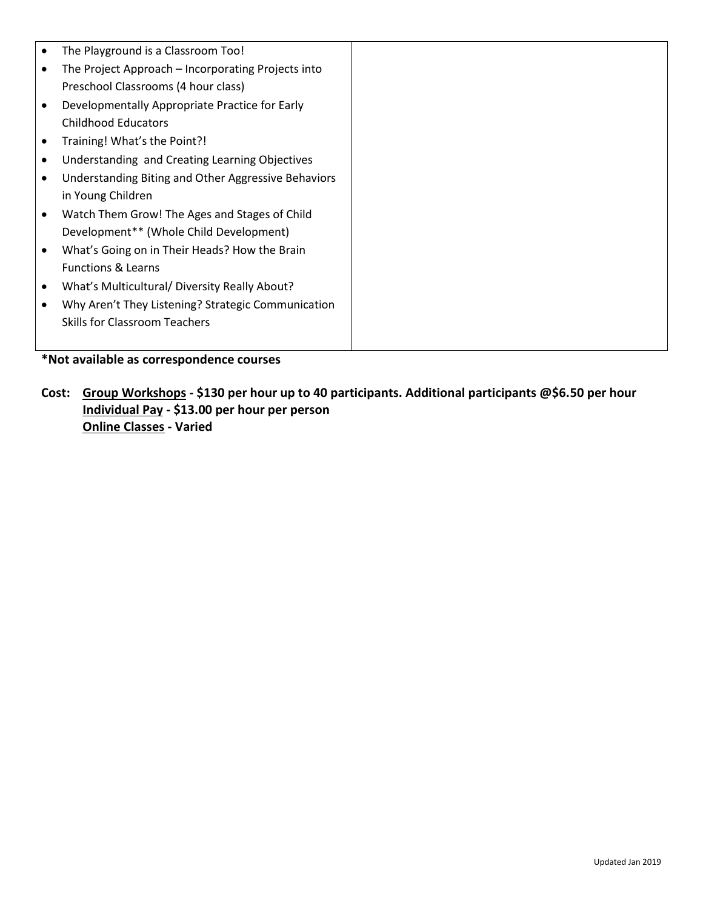| | |
|---|---|
| • The Playground is a Classroom Too!<br>• The Project Approach – Incorporating Projects into Preschool Classrooms (4 hour class)<br>• Developmentally Appropriate Practice for Early Childhood Educators<br>• Training! What's the Point?!<br>• Understanding and Creating Learning Objectives<br>• Understanding Biting and Other Aggressive Behaviors in Young Children<br>• Watch Them Grow! The Ages and Stages of Child Development** (Whole Child Development)<br>• What's Going on in Their Heads? How the Brain Functions & Learns<br>• What's Multicultural/ Diversity Really About?<br>• Why Aren't They Listening? Strategic Communication Skills for Classroom Teachers | |

**\*Not available as correspondence courses**

**Cost:** **<u>Group Workshops</u> - $130 per hour up to 40 participants. Additional participants @$6.50 per hour**
**<u>Individual Pay</u> - $13.00 per hour per person**
**<u>Online Classes</u> - Varied**

Updated Jan 2019